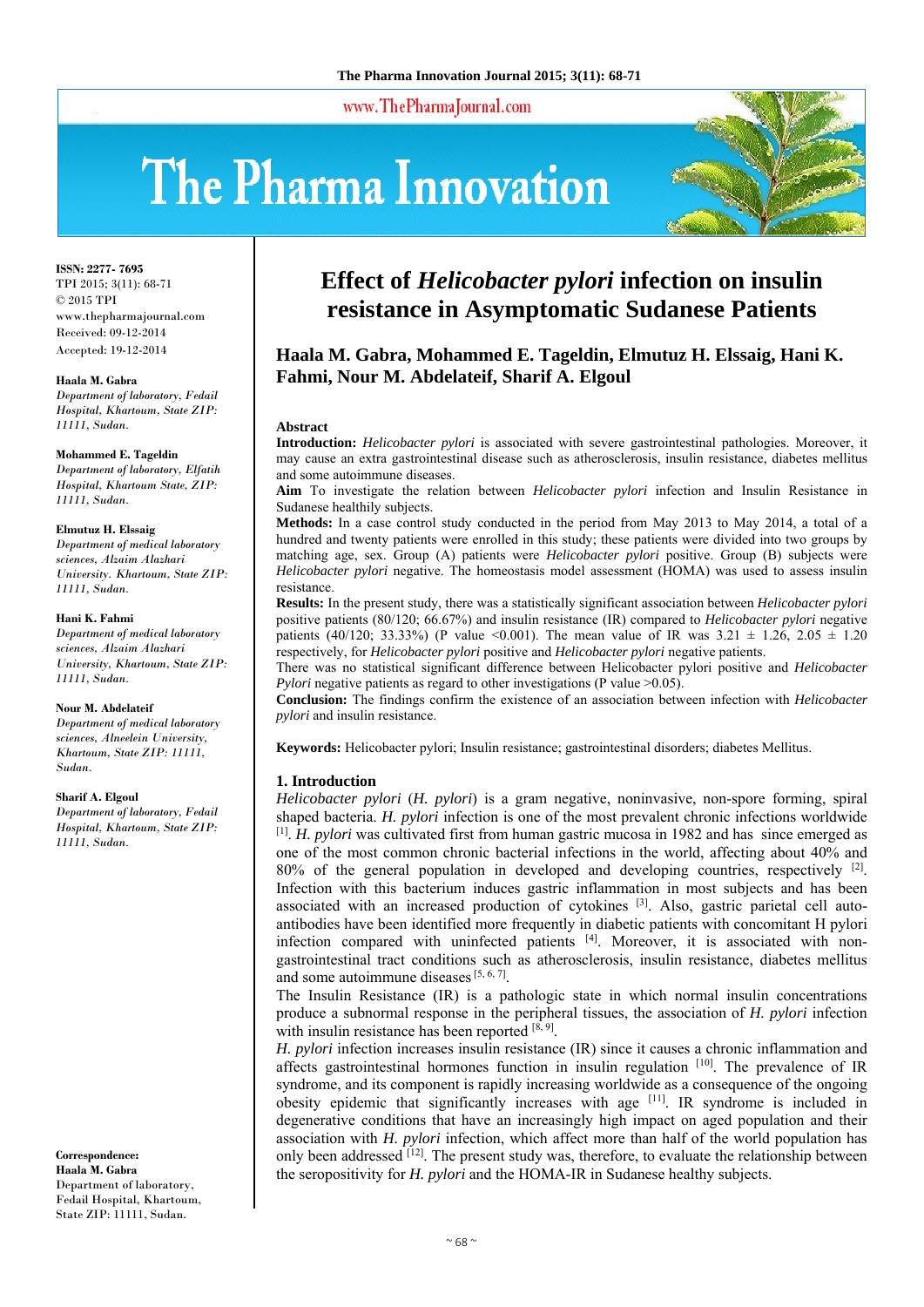# Effect of *Helicobacter pylori* infection on insulin resistance in Asymptomatic Sudanese Patients

**Haala M. Gabra, Mohammed E. Tageldin, Elmutuz H. Elssaig, Hani K. Fahmi, Nour M. Abdelateif, Sharif A. Elgoul**

ISSN: 2277- 7695
TPI 2015; 3(11): 68-71
© 2015 TPI
www.thepharmajournal.com
Received: 09-12-2014
Accepted: 19-12-2014

**Haala M. Gabra**
*Department of laboratory, Fedail Hospital, Khartoum, State ZIP: 11111, Sudan.*

**Mohammed E. Tageldin**
*Department of laboratory, Elfatih Hospital, Khartoum State, ZIP: 11111, Sudan.*

**Elmutuz H. Elssaig**
*Department of medical laboratory sciences, Alzaim Alazhari University. Khartoum, State ZIP: 11111, Sudan.*

**Hani K. Fahmi**
*Department of medical laboratory sciences, Alzaim Alazhari University, Khartoum, State ZIP: 11111, Sudan.*

**Nour M. Abdelateif**
*Department of medical laboratory sciences, Alneelein University, Khartoum, State ZIP: 11111, Sudan.*

**Sharif A. Elgoul**
*Department of laboratory, Fedail Hospital, Khartoum, State ZIP: 11111, Sudan.*

**Correspondence:**
**Haala M. Gabra**
Department of laboratory, Fedail Hospital, Khartoum, State ZIP: 11111, Sudan.

**Abstract**

**Introduction:** *Helicobacter pylori* is associated with severe gastrointestinal pathologies. Moreover, it may cause an extra gastrointestinal disease such as atherosclerosis, insulin resistance, diabetes mellitus and some autoimmune diseases.

**Aim** To investigate the relation between *Helicobacter pylori* infection and Insulin Resistance in Sudanese healthily subjects.

**Methods:** In a case control study conducted in the period from May 2013 to May 2014, a total of a hundred and twenty patients were enrolled in this study; these patients were divided into two groups by matching age, sex. Group (A) patients were *Helicobacter pylori* positive. Group (B) subjects were *Helicobacter pylori* negative. The homeostasis model assessment (HOMA) was used to assess insulin resistance.

**Results:** In the present study, there was a statistically significant association between *Helicobacter pylori* positive patients (80/120; 66.67%) and insulin resistance (IR) compared to *Helicobacter pylori* negative patients (40/120; 33.33%) (P value <0.001). The mean value of IR was 3.21 ± 1.26, 2.05 ± 1.20 respectively, for *Helicobacter pylori* positive and *Helicobacter pylori* negative patients.

There was no statistical significant difference between Helicobacter pylori positive and *Helicobacter Pylori* negative patients as regard to other investigations (P value >0.05).

**Conclusion:** The findings confirm the existence of an association between infection with *Helicobacter pylori* and insulin resistance.

**Keywords:** Helicobacter pylori; Insulin resistance; gastrointestinal disorders; diabetes Mellitus.

## 1. Introduction

*Helicobacter pylori* (*H. pylori*) is a gram negative, noninvasive, non-spore forming, spiral shaped bacteria. *H. pylori* infection is one of the most prevalent chronic infections worldwide [1]. *H. pylori* was cultivated first from human gastric mucosa in 1982 and has since emerged as one of the most common chronic bacterial infections in the world, affecting about 40% and 80% of the general population in developed and developing countries, respectively [2]. Infection with this bacterium induces gastric inflammation in most subjects and has been associated with an increased production of cytokines [3]. Also, gastric parietal cell auto-antibodies have been identified more frequently in diabetic patients with concomitant H pylori infection compared with uninfected patients [4]. Moreover, it is associated with non-gastrointestinal tract conditions such as atherosclerosis, insulin resistance, diabetes mellitus and some autoimmune diseases [5, 6, 7].

The Insulin Resistance (IR) is a pathologic state in which normal insulin concentrations produce a subnormal response in the peripheral tissues, the association of *H. pylori* infection with insulin resistance has been reported [8, 9].

*H. pylori* infection increases insulin resistance (IR) since it causes a chronic inflammation and affects gastrointestinal hormones function in insulin regulation [10]. The prevalence of IR syndrome, and its component is rapidly increasing worldwide as a consequence of the ongoing obesity epidemic that significantly increases with age [11]. IR syndrome is included in degenerative conditions that have an increasingly high impact on aged population and their association with *H. pylori* infection, which affect more than half of the world population has only been addressed [12]. The present study was, therefore, to evaluate the relationship between the seropositivity for *H. pylori* and the HOMA-IR in Sudanese healthy subjects.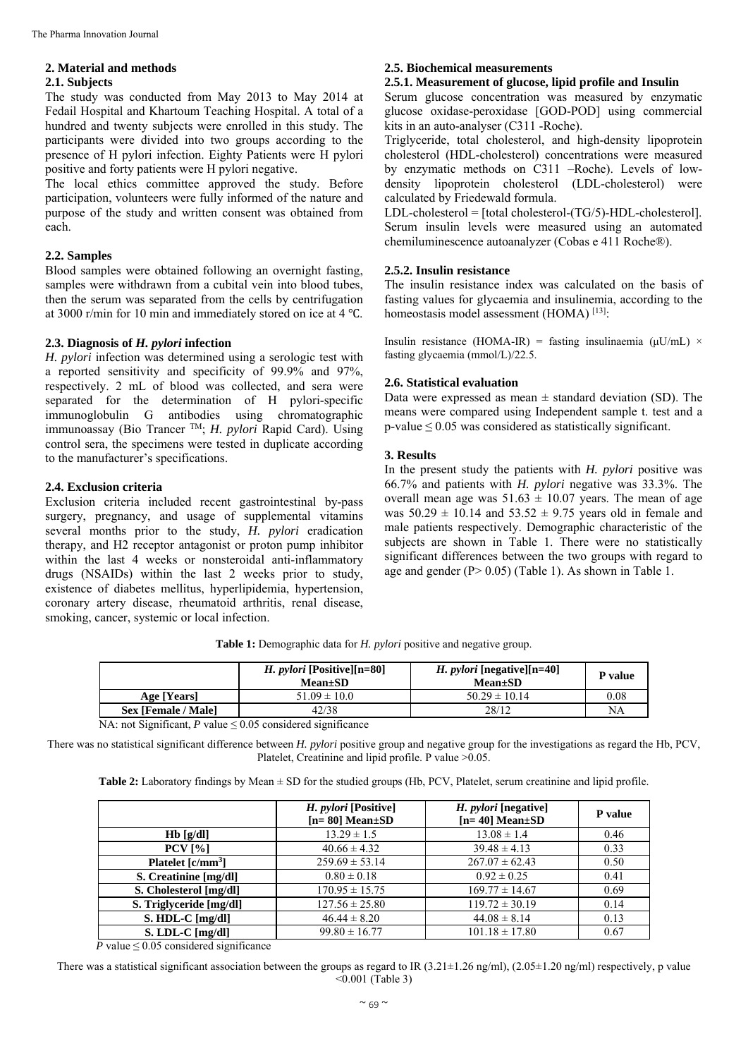## 2. Material and methods

### 2.1. Subjects

The study was conducted from May 2013 to May 2014 at Fedail Hospital and Khartoum Teaching Hospital. A total of a hundred and twenty subjects were enrolled in this study. The participants were divided into two groups according to the presence of H pylori infection. Eighty Patients were H pylori positive and forty patients were H pylori negative.

The local ethics committee approved the study. Before participation, volunteers were fully informed of the nature and purpose of the study and written consent was obtained from each.

### 2.2. Samples

Blood samples were obtained following an overnight fasting, samples were withdrawn from a cubital vein into blood tubes, then the serum was separated from the cells by centrifugation at 3000 r/min for 10 min and immediately stored on ice at 4 ℃.

### 2.3. Diagnosis of *H. pylori* infection

*H. pylori* infection was determined using a serologic test with a reported sensitivity and specificity of 99.9% and 97%, respectively. 2 mL of blood was collected, and sera were separated for the determination of H pylori-specific immunoglobulin G antibodies using chromatographic immunoassay (Bio Trancer TM; *H. pylori* Rapid Card). Using control sera, the specimens were tested in duplicate according to the manufacturer's specifications.

### 2.4. Exclusion criteria

Exclusion criteria included recent gastrointestinal by-pass surgery, pregnancy, and usage of supplemental vitamins several months prior to the study, *H. pylori* eradication therapy, and H2 receptor antagonist or proton pump inhibitor within the last 4 weeks or nonsteroidal anti-inflammatory drugs (NSAIDs) within the last 2 weeks prior to study, existence of diabetes mellitus, hyperlipidemia, hypertension, coronary artery disease, rheumatoid arthritis, renal disease, smoking, cancer, systemic or local infection.

### 2.5. Biochemical measurements

#### 2.5.1. Measurement of glucose, lipid profile and Insulin

Serum glucose concentration was measured by enzymatic glucose oxidase-peroxidase [GOD-POD] using commercial kits in an auto-analyser (C311 -Roche).

Triglyceride, total cholesterol, and high-density lipoprotein cholesterol (HDL-cholesterol) concentrations were measured by enzymatic methods on C311 –Roche). Levels of low-density lipoprotein cholesterol (LDL-cholesterol) were calculated by Friedewald formula.

LDL-cholesterol = [total cholesterol-(TG/5)-HDL-cholesterol]. Serum insulin levels were measured using an automated chemiluminescence autoanalyzer (Cobas e 411 Roche®).

#### 2.5.2. Insulin resistance

The insulin resistance index was calculated on the basis of fasting values for glycaemia and insulinemia, according to the homeostasis model assessment (HOMA) [13]:

Insulin resistance (HOMA-IR) = fasting insulinaemia (μU/mL) × fasting glycaemia (mmol/L)/22.5.

### 2.6. Statistical evaluation

Data were expressed as mean ± standard deviation (SD). The means were compared using Independent sample t. test and a p-value ≤ 0.05 was considered as statistically significant.

## 3. Results

In the present study the patients with *H. pylori* positive was 66.7% and patients with *H. pylori* negative was 33.3%. The overall mean age was 51.63 ± 10.07 years. The mean of age was 50.29 ± 10.14 and 53.52 ± 9.75 years old in female and male patients respectively. Demographic characteristic of the subjects are shown in Table 1. There were no statistically significant differences between the two groups with regard to age and gender (P> 0.05) (Table 1). As shown in Table 1.

**Table 1:** Demographic data for *H. pylori* positive and negative group.

| | *H. pylori* [Positive][n=80] Mean±SD | *H. pylori* [negative][n=40] Mean±SD | P value |
|---|---|---|---|
| **Age [Years]** | 51.09 ± 10.0 | 50.29 ± 10.14 | 0.08 |
| **Sex [Female / Male]** | 42/38 | 28/12 | NA |

NA: not Significant, *P* value ≤ 0.05 considered significance

There was no statistical significant difference between *H. pylori* positive group and negative group for the investigations as regard the Hb, PCV, Platelet, Creatinine and lipid profile. P value >0.05.

**Table 2:** Laboratory findings by Mean ± SD for the studied groups (Hb, PCV, Platelet, serum creatinine and lipid profile.

| | *H. pylori* [Positive] [n= 80] Mean±SD | *H. pylori* [negative] [n= 40] Mean±SD | P value |
|---|---|---|---|
| **Hb [g/dl]** | 13.29 ± 1.5 | 13.08 ± 1.4 | 0.46 |
| **PCV [%]** | 40.66 ± 4.32 | 39.48 ± 4.13 | 0.33 |
| **Platelet [c/mm$^3$]** | 259.69 ± 53.14 | 267.07 ± 62.43 | 0.50 |
| **S. Creatinine [mg/dl]** | 0.80 ± 0.18 | 0.92 ± 0.25 | 0.41 |
| **S. Cholesterol [mg/dl]** | 170.95 ± 15.75 | 169.77 ± 14.67 | 0.69 |
| **S. Triglyceride [mg/dl]** | 127.56 ± 25.80 | 119.72 ± 30.19 | 0.14 |
| **S. HDL-C [mg/dl]** | 46.44 ± 8.20 | 44.08 ± 8.14 | 0.13 |
| **S. LDL-C [mg/dl]** | 99.80 ± 16.77 | 101.18 ± 17.80 | 0.67 |

*P* value ≤ 0.05 considered significance

There was a statistical significant association between the groups as regard to IR (3.21±1.26 ng/ml), (2.05±1.20 ng/ml) respectively, p value <0.001 (Table 3)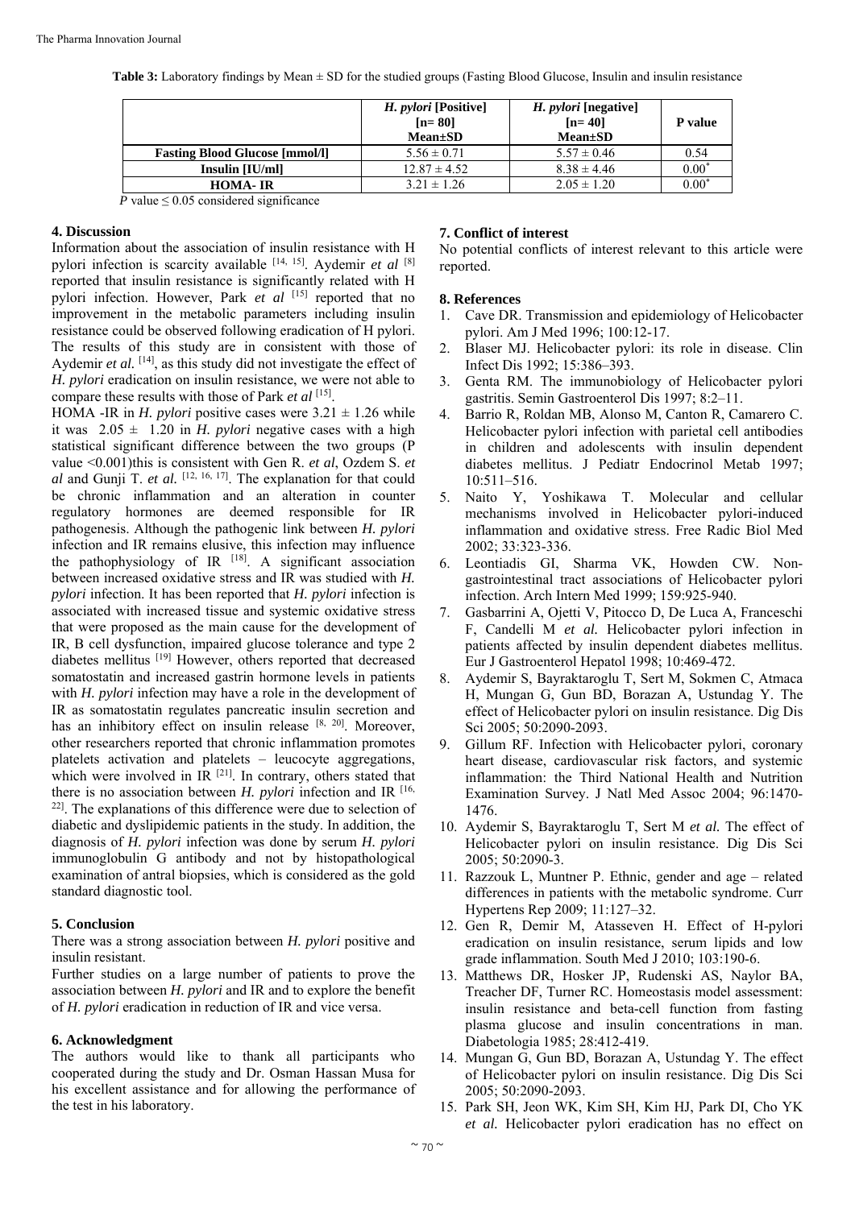**Table 3:** Laboratory findings by Mean ± SD for the studied groups (Fasting Blood Glucose, Insulin and insulin resistance

| | *H. pylori* [Positive] [n= 80] Mean±SD | *H. pylori* [negative] [n= 40] Mean±SD | P value |
|---|---|---|---|
| **Fasting Blood Glucose [mmol/l]** | 5.56 ± 0.71 | 5.57 ± 0.46 | 0.54 |
| **Insulin [IU/ml]** | 12.87 ± 4.52 | 8.38 ± 4.46 | 0.00* |
| **HOMA- IR** | 3.21 ± 1.26 | 2.05 ± 1.20 | 0.00* |

*P* value ≤ 0.05 considered significance

## 4. Discussion

Information about the association of insulin resistance with H pylori infection is scarcity available [14, 15]. Aydemir *et al* [8] reported that insulin resistance is significantly related with H pylori infection. However, Park *et al* [15] reported that no improvement in the metabolic parameters including insulin resistance could be observed following eradication of H pylori. The results of this study are in consistent with those of Aydemir *et al.* [14], as this study did not investigate the effect of *H. pylori* eradication on insulin resistance, we were not able to compare these results with those of Park *et al* [15].

HOMA -IR in *H. pylori* positive cases were 3.21 ± 1.26 while it was 2.05 ± 1.20 in *H. pylori* negative cases with a high statistical significant difference between the two groups (P value <0.001)this is consistent with Gen R. *et al*, Ozdem S. *et al* and Gunji T. *et al.* [12, 16, 17]. The explanation for that could be chronic inflammation and an alteration in counter regulatory hormones are deemed responsible for IR pathogenesis. Although the pathogenic link between *H. pylori* infection and IR remains elusive, this infection may influence the pathophysiology of IR [18]. A significant association between increased oxidative stress and IR was studied with *H. pylori* infection. It has been reported that *H. pylori* infection is associated with increased tissue and systemic oxidative stress that were proposed as the main cause for the development of IR, B cell dysfunction, impaired glucose tolerance and type 2 diabetes mellitus [19] However, others reported that decreased somatostatin and increased gastrin hormone levels in patients with *H. pylori* infection may have a role in the development of IR as somatostatin regulates pancreatic insulin secretion and has an inhibitory effect on insulin release [8, 20]. Moreover, other researchers reported that chronic inflammation promotes platelets activation and platelets – leucocyte aggregations, which were involved in IR [21]. In contrary, others stated that there is no association between *H. pylori* infection and IR [16, 22]. The explanations of this difference were due to selection of diabetic and dyslipidemic patients in the study. In addition, the diagnosis of *H. pylori* infection was done by serum *H. pylori* immunoglobulin G antibody and not by histopathological examination of antral biopsies, which is considered as the gold standard diagnostic tool.

## 5. Conclusion

There was a strong association between *H. pylori* positive and insulin resistant.

Further studies on a large number of patients to prove the association between *H. pylori* and IR and to explore the benefit of *H. pylori* eradication in reduction of IR and vice versa.

## 6. Acknowledgment

The authors would like to thank all participants who cooperated during the study and Dr. Osman Hassan Musa for his excellent assistance and for allowing the performance of the test in his laboratory.

## 7. Conflict of interest

No potential conflicts of interest relevant to this article were reported.

## 8. References

1. Cave DR. Transmission and epidemiology of Helicobacter pylori. Am J Med 1996; 100:12-17.
2. Blaser MJ. Helicobacter pylori: its role in disease. Clin Infect Dis 1992; 15:386–393.
3. Genta RM. The immunobiology of Helicobacter pylori gastritis. Semin Gastroenterol Dis 1997; 8:2–11.
4. Barrio R, Roldan MB, Alonso M, Canton R, Camarero C. Helicobacter pylori infection with parietal cell antibodies in children and adolescents with insulin dependent diabetes mellitus. J Pediatr Endocrinol Metab 1997; 10:511–516.
5. Naito Y, Yoshikawa T. Molecular and cellular mechanisms involved in Helicobacter pylori-induced inflammation and oxidative stress. Free Radic Biol Med 2002; 33:323-336.
6. Leontiadis GI, Sharma VK, Howden CW. Non-gastrointestinal tract associations of Helicobacter pylori infection. Arch Intern Med 1999; 159:925-940.
7. Gasbarrini A, Ojetti V, Pitocco D, De Luca A, Franceschi F, Candelli M *et al.* Helicobacter pylori infection in patients affected by insulin dependent diabetes mellitus. Eur J Gastroenterol Hepatol 1998; 10:469-472.
8. Aydemir S, Bayraktaroglu T, Sert M, Sokmen C, Atmaca H, Mungan G, Gun BD, Borazan A, Ustundag Y. The effect of Helicobacter pylori on insulin resistance. Dig Dis Sci 2005; 50:2090-2093.
9. Gillum RF. Infection with Helicobacter pylori, coronary heart disease, cardiovascular risk factors, and systemic inflammation: the Third National Health and Nutrition Examination Survey. J Natl Med Assoc 2004; 96:1470-1476.
10. Aydemir S, Bayraktaroglu T, Sert M *et al.* The effect of Helicobacter pylori on insulin resistance. Dig Dis Sci 2005; 50:2090-3.
11. Razzouk L, Muntner P. Ethnic, gender and age – related differences in patients with the metabolic syndrome. Curr Hypertens Rep 2009; 11:127–32.
12. Gen R, Demir M, Atasseven H. Effect of H-pylori eradication on insulin resistance, serum lipids and low grade inflammation. South Med J 2010; 103:190-6.
13. Matthews DR, Hosker JP, Rudenski AS, Naylor BA, Treacher DF, Turner RC. Homeostasis model assessment: insulin resistance and beta-cell function from fasting plasma glucose and insulin concentrations in man. Diabetologia 1985; 28:412-419.
14. Mungan G, Gun BD, Borazan A, Ustundag Y. The effect of Helicobacter pylori on insulin resistance. Dig Dis Sci 2005; 50:2090-2093.
15. Park SH, Jeon WK, Kim SH, Kim HJ, Park DI, Cho YK *et al.* Helicobacter pylori eradication has no effect on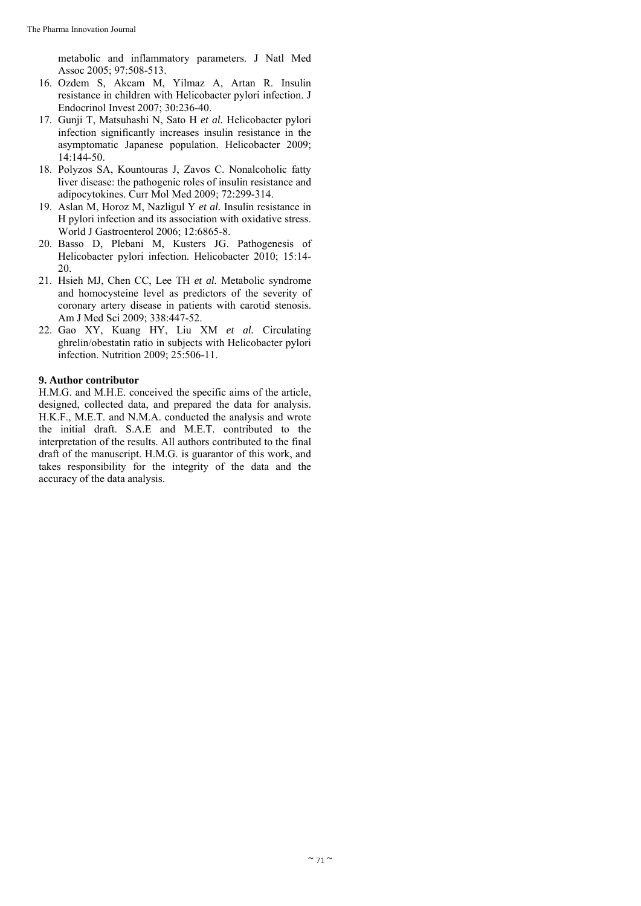metabolic and inflammatory parameters. J Natl Med Assoc 2005; 97:508-513.

16. Ozdem S, Akcam M, Yilmaz A, Artan R. Insulin resistance in children with Helicobacter pylori infection. J Endocrinol Invest 2007; 30:236-40.
17. Gunji T, Matsuhashi N, Sato H *et al.* Helicobacter pylori infection significantly increases insulin resistance in the asymptomatic Japanese population. Helicobacter 2009; 14:144-50.
18. Polyzos SA, Kountouras J, Zavos C. Nonalcoholic fatty liver disease: the pathogenic roles of insulin resistance and adipocytokines. Curr Mol Med 2009; 72:299-314.
19. Aslan M, Horoz M, Nazligul Y *et al.* Insulin resistance in H pylori infection and its association with oxidative stress. World J Gastroenterol 2006; 12:6865-8.
20. Basso D, Plebani M, Kusters JG. Pathogenesis of Helicobacter pylori infection. Helicobacter 2010; 15:14-20.
21. Hsieh MJ, Chen CC, Lee TH *et al.* Metabolic syndrome and homocysteine level as predictors of the severity of coronary artery disease in patients with carotid stenosis. Am J Med Sci 2009; 338:447-52.
22. Gao XY, Kuang HY, Liu XM *et al.* Circulating ghrelin/obestatin ratio in subjects with Helicobacter pylori infection. Nutrition 2009; 25:506-11.

## 9. Author contributor

H.M.G. and M.H.E. conceived the specific aims of the article, designed, collected data, and prepared the data for analysis. H.K.F., M.E.T. and N.M.A. conducted the analysis and wrote the initial draft. S.A.E and M.E.T. contributed to the interpretation of the results. All authors contributed to the final draft of the manuscript. H.M.G. is guarantor of this work, and takes responsibility for the integrity of the data and the accuracy of the data analysis.